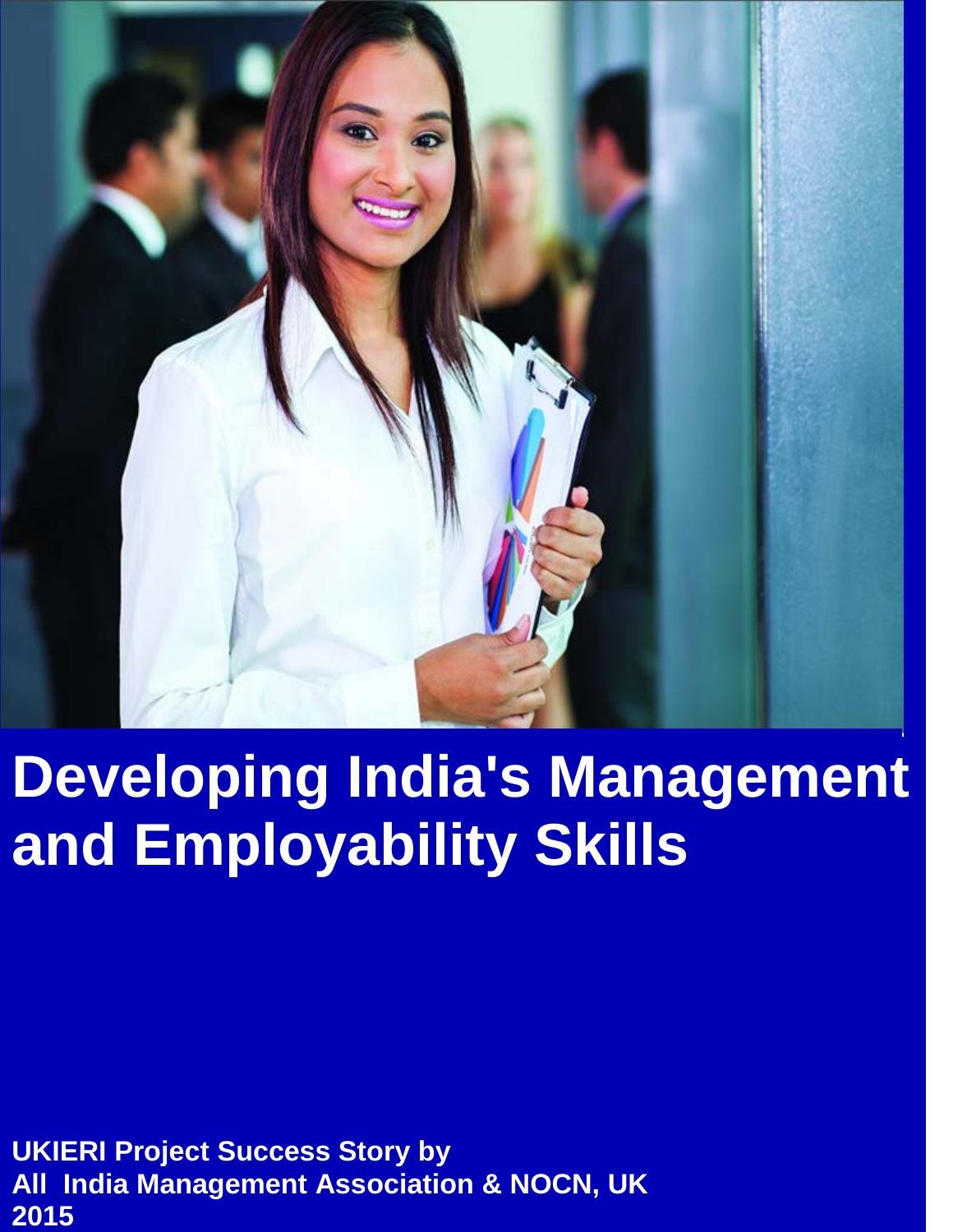# Developing India's Management and Employability Skills

**UKIERI Project Success Story by**
**All India Management Association & NOCN, UK**
**2015**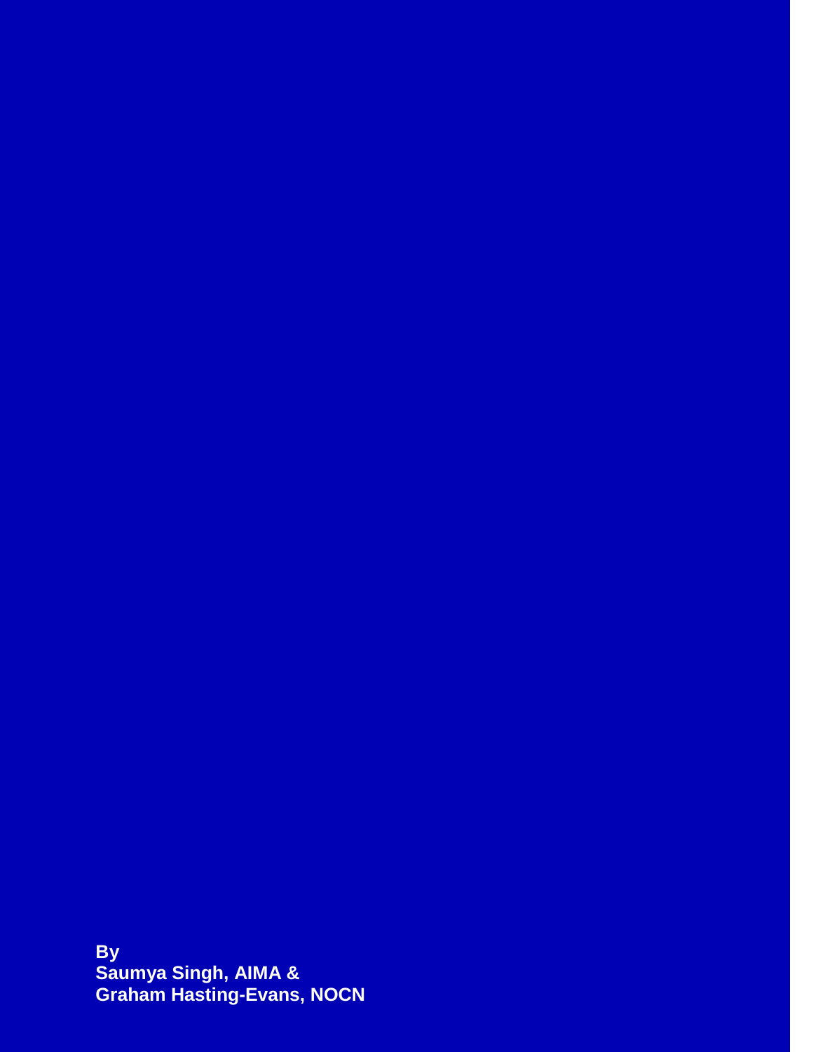**By**
**Saumya Singh, AIMA &**
**Graham Hasting-Evans, NOCN**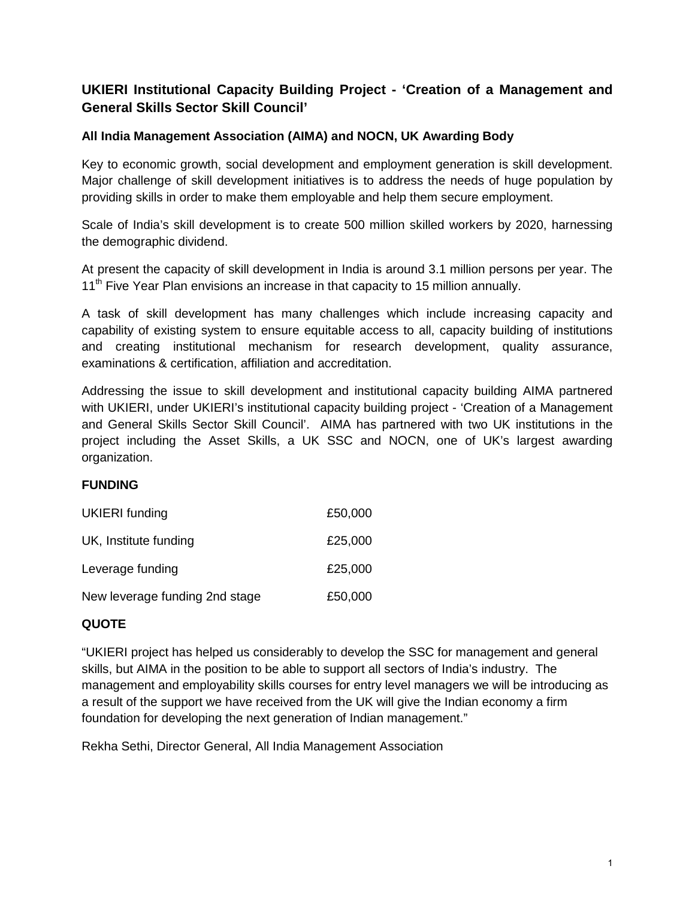## UKIERI Institutional Capacity Building Project - 'Creation of a Management and General Skills Sector Skill Council'

### All India Management Association (AIMA) and NOCN, UK Awarding Body

Key to economic growth, social development and employment generation is skill development. Major challenge of skill development initiatives is to address the needs of huge population by providing skills in order to make them employable and help them secure employment.

Scale of India's skill development is to create 500 million skilled workers by 2020, harnessing the demographic dividend.

At present the capacity of skill development in India is around 3.1 million persons per year. The 11th Five Year Plan envisions an increase in that capacity to 15 million annually.

A task of skill development has many challenges which include increasing capacity and capability of existing system to ensure equitable access to all, capacity building of institutions and creating institutional mechanism for research development, quality assurance, examinations & certification, affiliation and accreditation.

Addressing the issue to skill development and institutional capacity building AIMA partnered with UKIERI, under UKIERI's institutional capacity building project - 'Creation of a Management and General Skills Sector Skill Council'. AIMA has partnered with two UK institutions in the project including the Asset Skills, a UK SSC and NOCN, one of UK's largest awarding organization.

### FUNDING

| | |
|---|---|
| UKIERI funding | £50,000 |
| UK, Institute funding | £25,000 |
| Leverage funding | £25,000 |
| New leverage funding 2nd stage | £50,000 |

### QUOTE

"UKIERI project has helped us considerably to develop the SSC for management and general skills, but AIMA in the position to be able to support all sectors of India's industry. The management and employability skills courses for entry level managers we will be introducing as a result of the support we have received from the UK will give the Indian economy a firm foundation for developing the next generation of Indian management."

Rekha Sethi, Director General, All India Management Association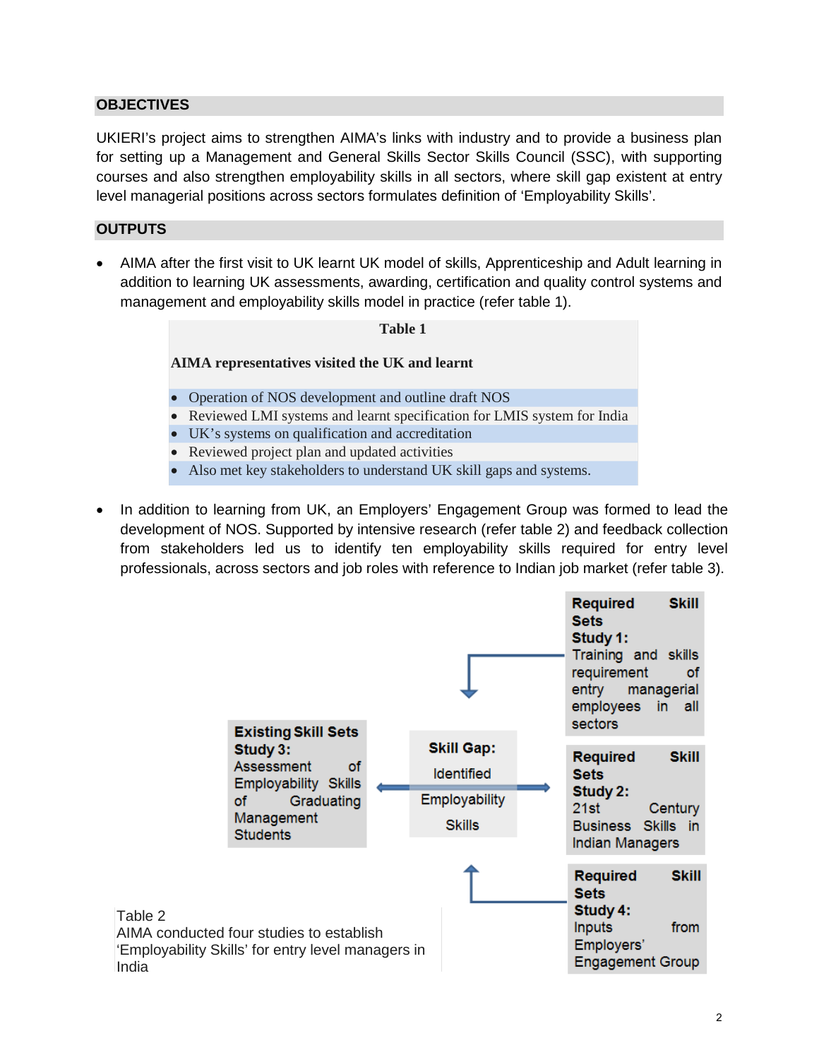## OBJECTIVES

UKIERI's project aims to strengthen AIMA's links with industry and to provide a business plan for setting up a Management and General Skills Sector Skills Council (SSC), with supporting courses and also strengthen employability skills in all sectors, where skill gap existent at entry level managerial positions across sectors formulates definition of 'Employability Skills'.

## OUTPUTS

- AIMA after the first visit to UK learnt UK model of skills, Apprenticeship and Adult learning in addition to learning UK assessments, awarding, certification and quality control systems and management and employability skills model in practice (refer table 1).

**Table 1**

**AIMA representatives visited the UK and learnt**

- Operation of NOS development and outline draft NOS
- Reviewed LMI systems and learnt specification for LMIS system for India
- UK's systems on qualification and accreditation
- Reviewed project plan and updated activities
- Also met key stakeholders to understand UK skill gaps and systems.

- In addition to learning from UK, an Employers' Engagement Group was formed to lead the development of NOS. Supported by intensive research (refer table 2) and feedback collection from stakeholders led us to identify ten employability skills required for entry level professionals, across sectors and job roles with reference to Indian job market (refer table 3).

**Required Skill Sets Study 1:** Training and skills requirement of entry managerial employees in all sectors

**Existing Skill Sets Study 3:** Assessment of Employability Skills of Graduating Management Students

**Skill Gap:** Identified Employability Skills

**Required Skill Sets Study 2:** 21st Century Business Skills in Indian Managers

**Required Skill Sets Study 4:** Inputs from Employers' Engagement Group

Table 2
AIMA conducted four studies to establish 'Employability Skills' for entry level managers in India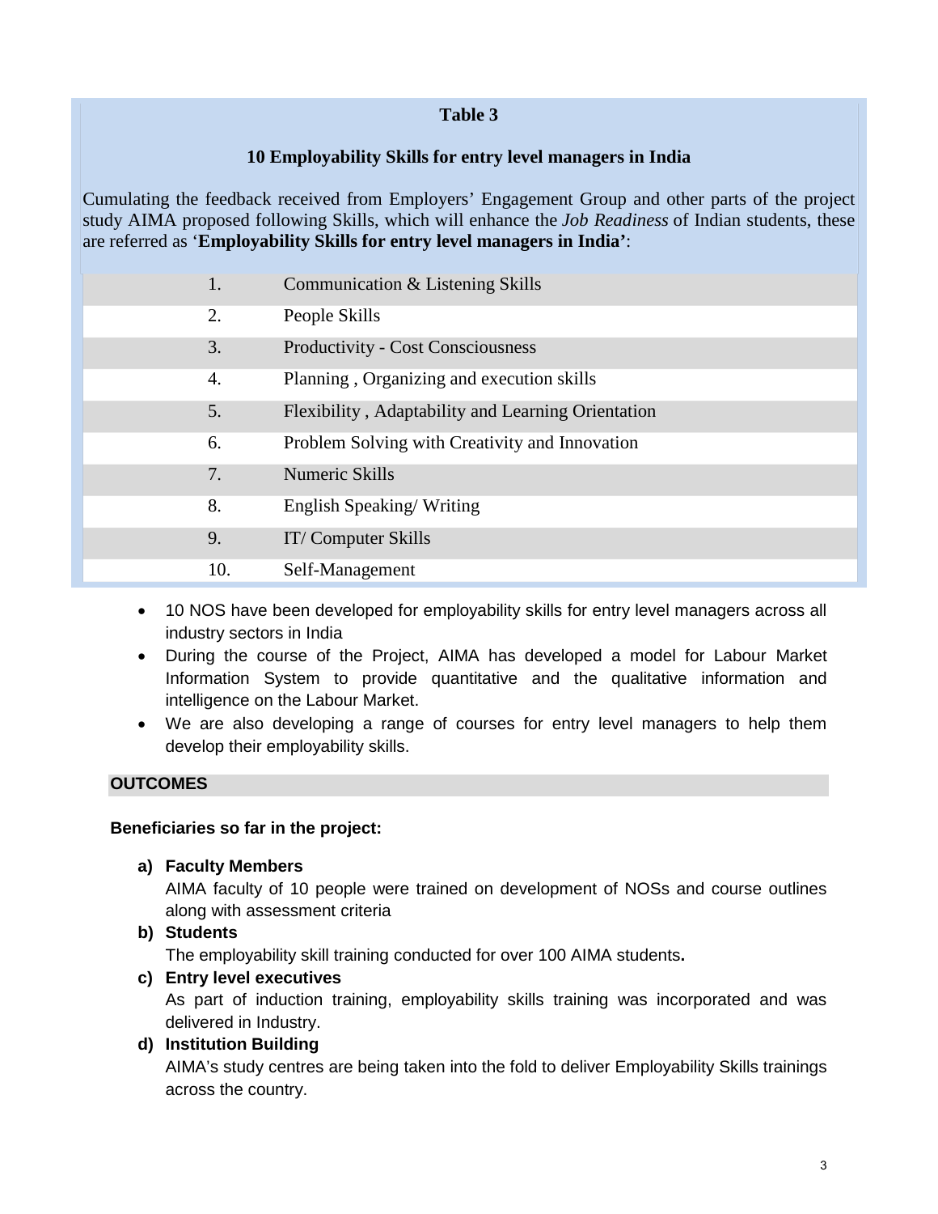**Table 3**

**10 Employability Skills for entry level managers in India**

Cumulating the feedback received from Employers' Engagement Group and other parts of the project study AIMA proposed following Skills, which will enhance the *Job Readiness* of Indian students, these are referred as '**Employability Skills for entry level managers in India'**:

| | |
|---|---|
| 1. | Communication & Listening Skills |
| 2. | People Skills |
| 3. | Productivity - Cost Consciousness |
| 4. | Planning , Organizing and execution skills |
| 5. | Flexibility , Adaptability and Learning Orientation |
| 6. | Problem Solving with Creativity and Innovation |
| 7. | Numeric Skills |
| 8. | English Speaking/ Writing |
| 9. | IT/ Computer Skills |
| 10. | Self-Management |

- 10 NOS have been developed for employability skills for entry level managers across all industry sectors in India
- During the course of the Project, AIMA has developed a model for Labour Market Information System to provide quantitative and the qualitative information and intelligence on the Labour Market.
- We are also developing a range of courses for entry level managers to help them develop their employability skills.

## OUTCOMES

**Beneficiaries so far in the project:**

a) **Faculty Members**
   AIMA faculty of 10 people were trained on development of NOSs and course outlines along with assessment criteria

b) **Students**
   The employability skill training conducted for over 100 AIMA students**.**

c) **Entry level executives**
   As part of induction training, employability skills training was incorporated and was delivered in Industry.

d) **Institution Building**
   AIMA's study centres are being taken into the fold to deliver Employability Skills trainings across the country.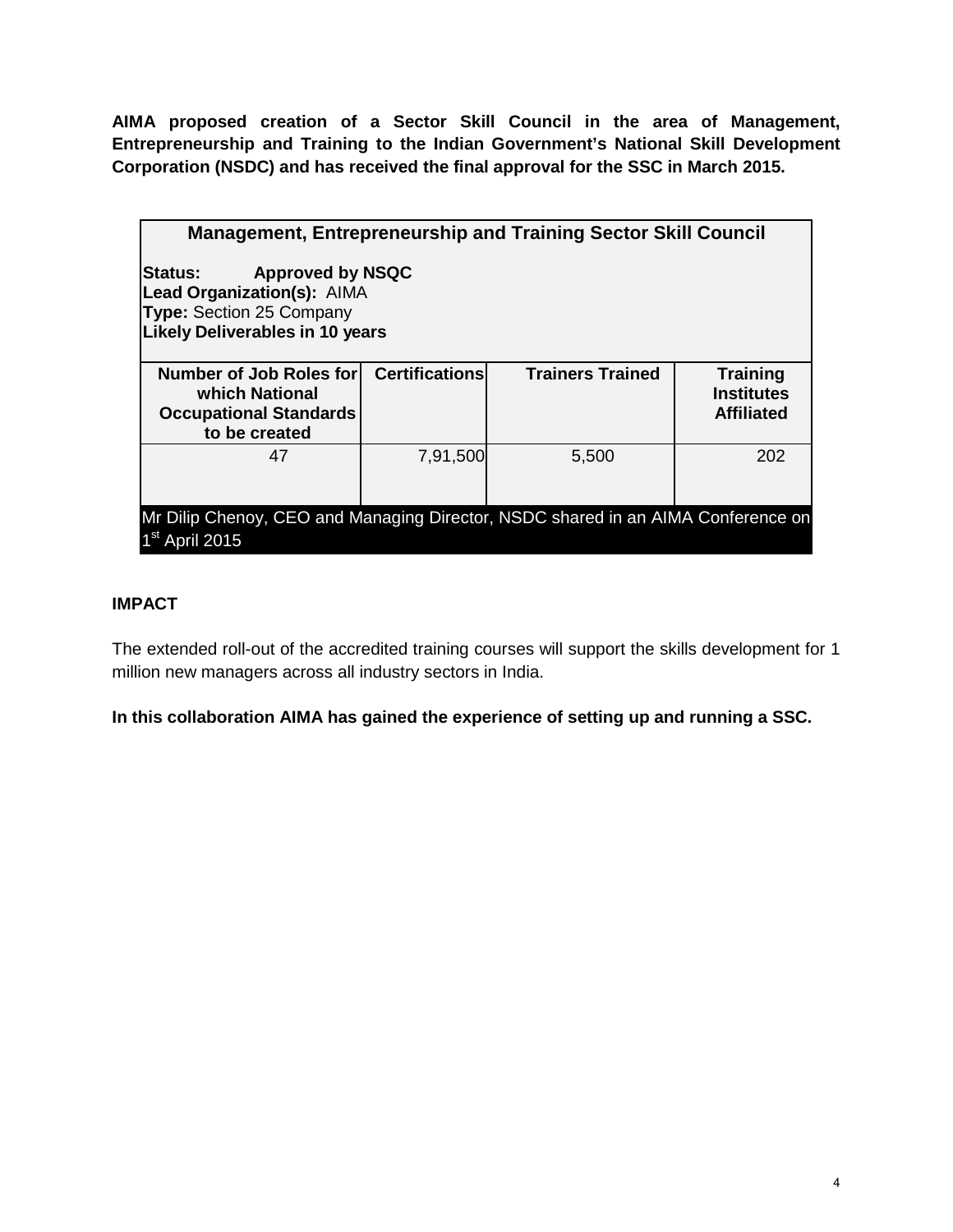**AIMA proposed creation of a Sector Skill Council in the area of Management, Entrepreneurship and Training to the Indian Government's National Skill Development Corporation (NSDC) and has received the final approval for the SSC in March 2015.**

| **Management, Entrepreneurship and Training Sector Skill Council** | | | |
|---|---|---|---|
| **Status: Approved by NSQC**<br>**Lead Organization(s):** AIMA<br>**Type:** Section 25 Company<br>**Likely Deliverables in 10 years** | | | |
| **Number of Job Roles for which National Occupational Standards to be created** | **Certifications** | **Trainers Trained** | **Training Institutes Affiliated** |
| 47 | 7,91,500 | 5,500 | 202 |
| Mr Dilip Chenoy, CEO and Managing Director, NSDC shared in an AIMA Conference on 1st April 2015 | | | |

**IMPACT**

The extended roll-out of the accredited training courses will support the skills development for 1 million new managers across all industry sectors in India.

**In this collaboration AIMA has gained the experience of setting up and running a SSC.**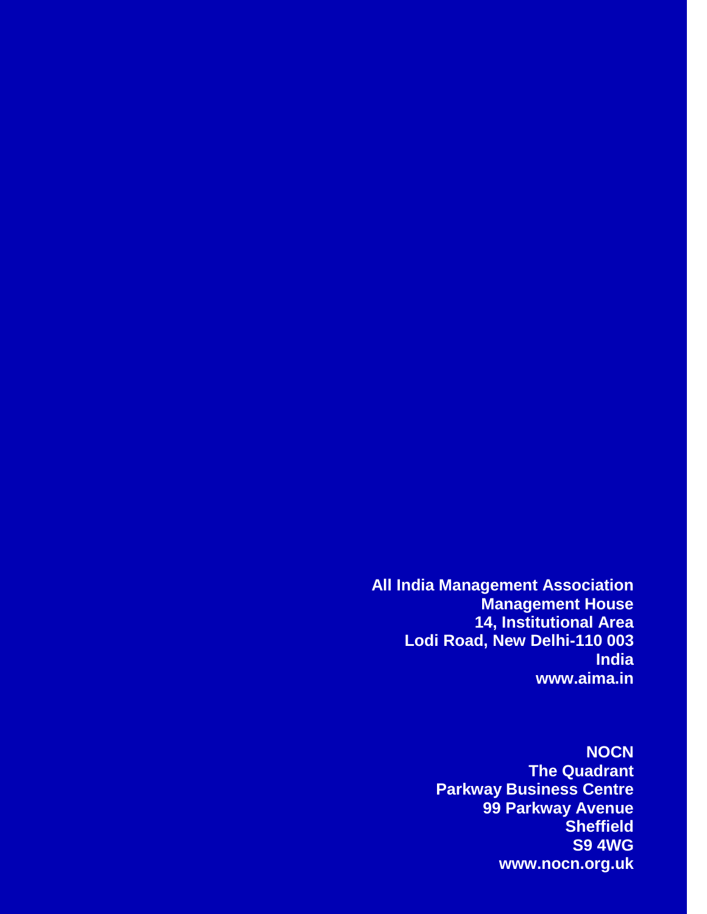**All India Management Association**
**Management House**
**14, Institutional Area**
**Lodi Road, New Delhi-110 003**
**India**
**www.aima.in**

**NOCN**
**The Quadrant**
**Parkway Business Centre**
**99 Parkway Avenue**
**Sheffield**
**S9 4WG**
**www.nocn.org.uk**